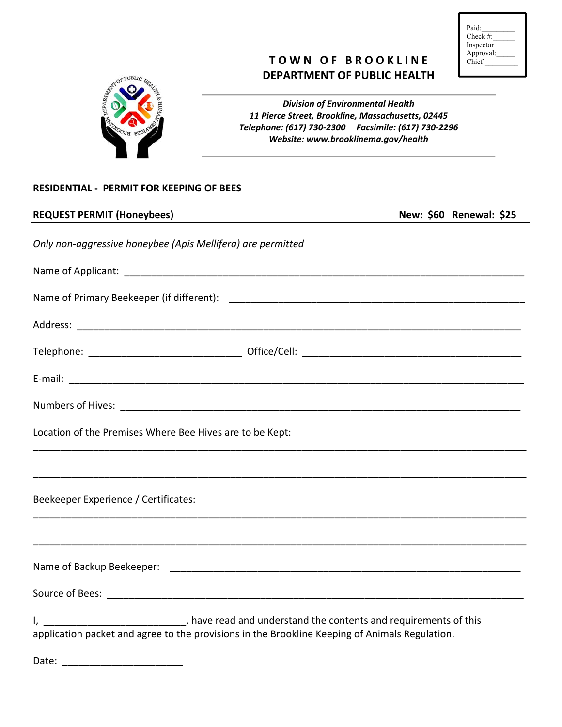Paid:________
Check #:______
Inspector Approval:_____
Chief:________

# TOWN OF BROOKLINE
## DEPARTMENT OF PUBLIC HEALTH

*Division of Environmental Health*
*11 Pierce Street, Brookline, Massachusetts, 02445*
*Telephone: (617) 730-2300 Facsimile: (617) 730-2296*
*Website: www.brooklinema.gov/health*

**RESIDENTIAL - PERMIT FOR KEEPING OF BEES**

**REQUEST PERMIT (Honeybees)** **New: $60 Renewal: $25**

*Only non-aggressive honeybee (Apis Mellifera) are permitted*

Name of Applicant: ______________________________________________

Name of Primary Beekeeper (if different): ______________________________________________

Address: ______________________________________________

Telephone: ___________________________ Office/Cell: ______________________________

E-mail: ______________________________________________

Numbers of Hives: ______________________________________________

Location of the Premises Where Bee Hives are to be Kept:

______________________________________________

______________________________________________

Beekeeper Experience / Certificates:

______________________________________________

______________________________________________

Name of Backup Beekeeper: ______________________________________________

Source of Bees: ______________________________________________

I, __________________________, have read and understand the contents and requirements of this application packet and agree to the provisions in the Brookline Keeping of Animals Regulation.

Date: ______________________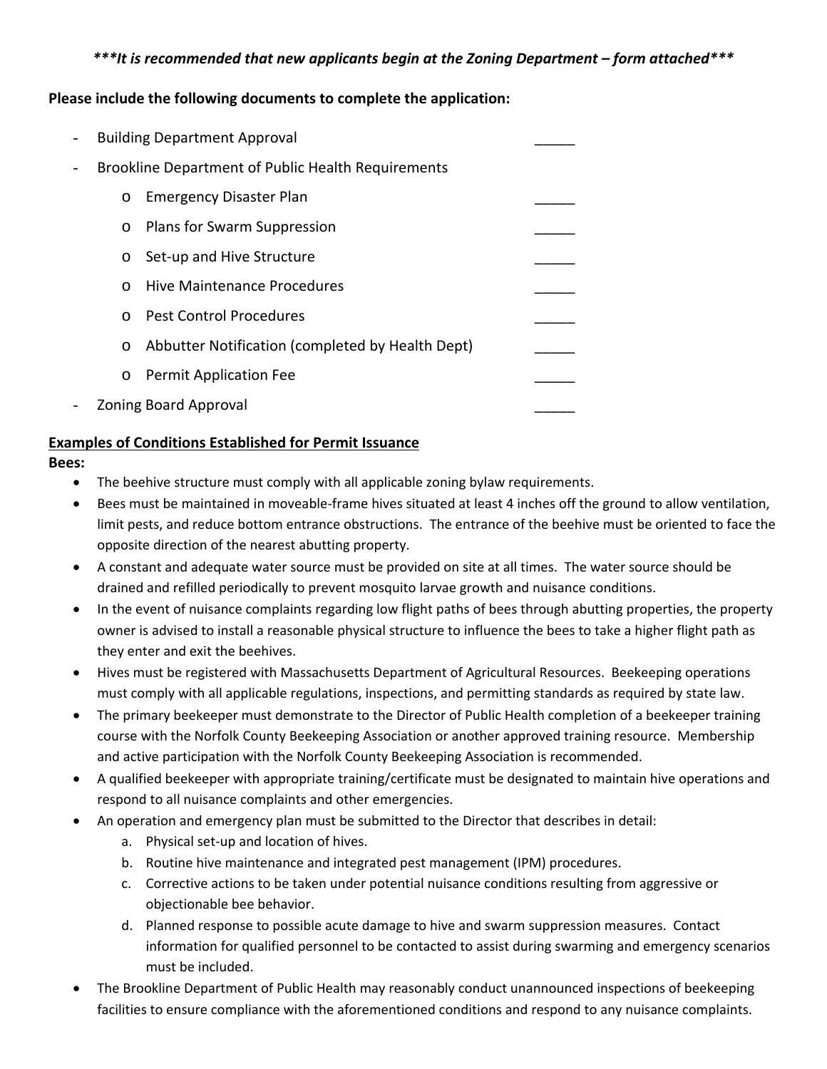***It is recommended that new applicants begin at the Zoning Department – form attached***

**Please include the following documents to complete the application:**

- Building Department Approval _____
- Brookline Department of Public Health Requirements
  - Emergency Disaster Plan _____
  - Plans for Swarm Suppression _____
  - Set-up and Hive Structure _____
  - Hive Maintenance Procedures _____
  - Pest Control Procedures _____
  - Abbutter Notification (completed by Health Dept) _____
  - Permit Application Fee _____
- Zoning Board Approval _____

**Examples of Conditions Established for Permit Issuance**

**Bees:**

- The beehive structure must comply with all applicable zoning bylaw requirements.
- Bees must be maintained in moveable-frame hives situated at least 4 inches off the ground to allow ventilation, limit pests, and reduce bottom entrance obstructions. The entrance of the beehive must be oriented to face the opposite direction of the nearest abutting property.
- A constant and adequate water source must be provided on site at all times. The water source should be drained and refilled periodically to prevent mosquito larvae growth and nuisance conditions.
- In the event of nuisance complaints regarding low flight paths of bees through abutting properties, the property owner is advised to install a reasonable physical structure to influence the bees to take a higher flight path as they enter and exit the beehives.
- Hives must be registered with Massachusetts Department of Agricultural Resources. Beekeeping operations must comply with all applicable regulations, inspections, and permitting standards as required by state law.
- The primary beekeeper must demonstrate to the Director of Public Health completion of a beekeeper training course with the Norfolk County Beekeeping Association or another approved training resource. Membership and active participation with the Norfolk County Beekeeping Association is recommended.
- A qualified beekeeper with appropriate training/certificate must be designated to maintain hive operations and respond to all nuisance complaints and other emergencies.
- An operation and emergency plan must be submitted to the Director that describes in detail:
  a. Physical set-up and location of hives.
  b. Routine hive maintenance and integrated pest management (IPM) procedures.
  c. Corrective actions to be taken under potential nuisance conditions resulting from aggressive or objectionable bee behavior.
  d. Planned response to possible acute damage to hive and swarm suppression measures. Contact information for qualified personnel to be contacted to assist during swarming and emergency scenarios must be included.
- The Brookline Department of Public Health may reasonably conduct unannounced inspections of beekeeping facilities to ensure compliance with the aforementioned conditions and respond to any nuisance complaints.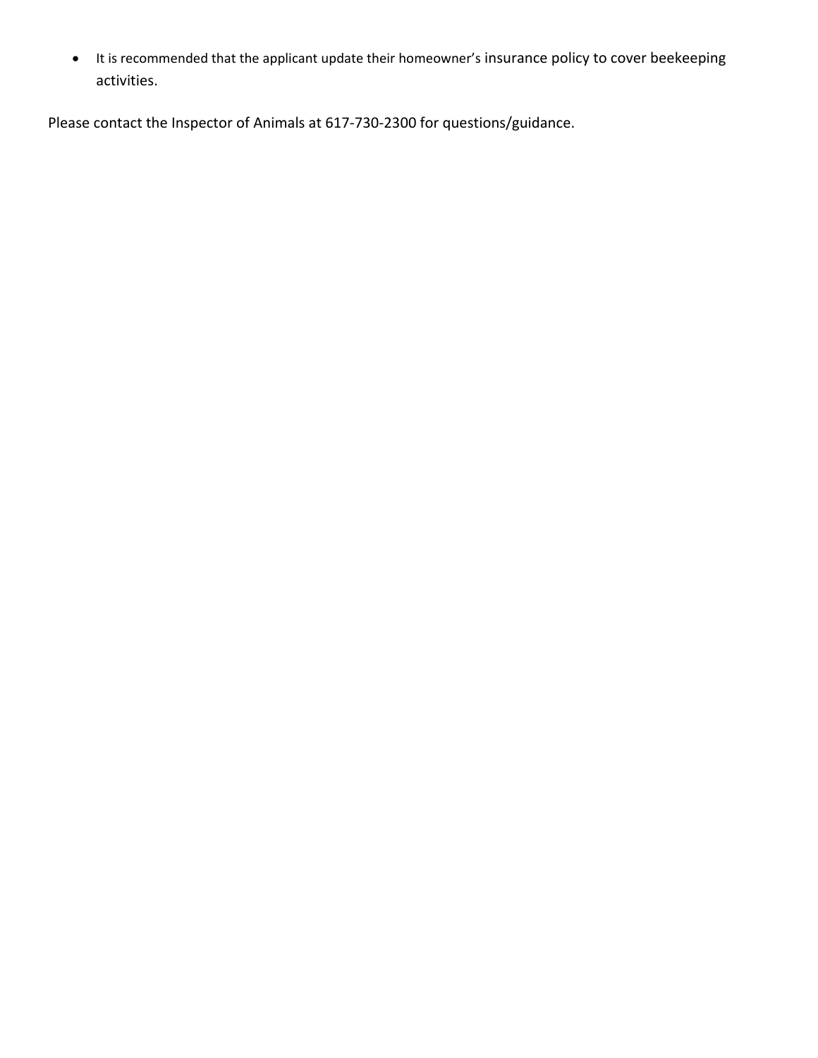- It is recommended that the applicant update their homeowner's insurance policy to cover beekeeping activities.

Please contact the Inspector of Animals at 617-730-2300 for questions/guidance.